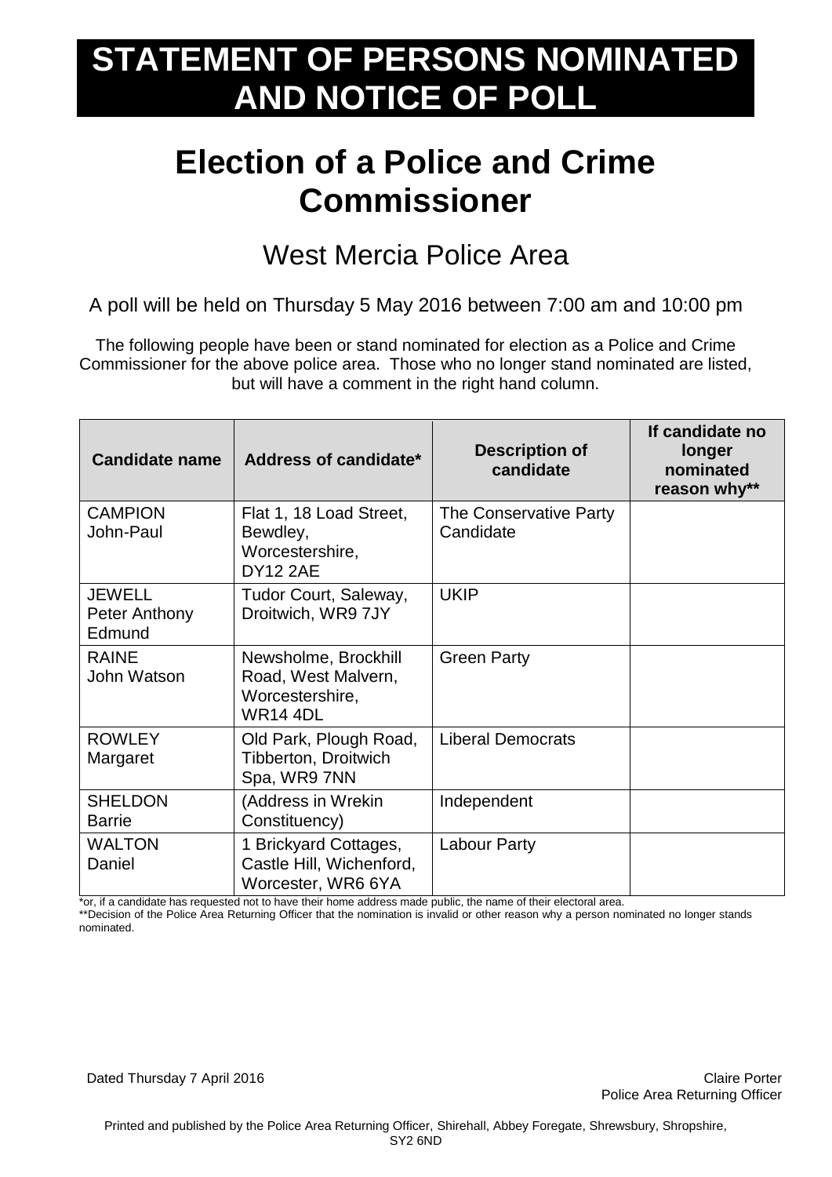# STATEMENT OF PERSONS NOMINATED AND NOTICE OF POLL

# Election of a Police and Crime Commissioner

## West Mercia Police Area

A poll will be held on Thursday 5 May 2016 between 7:00 am and 10:00 pm

The following people have been or stand nominated for election as a Police and Crime Commissioner for the above police area. Those who no longer stand nominated are listed, but will have a comment in the right hand column.

| Candidate name | Address of candidate* | Description of candidate | If candidate no longer nominated reason why** |
|---|---|---|---|
| CAMPION John-Paul | Flat 1, 18 Load Street, Bewdley, Worcestershire, DY12 2AE | The Conservative Party Candidate | |
| JEWELL Peter Anthony Edmund | Tudor Court, Saleway, Droitwich, WR9 7JY | UKIP | |
| RAINE John Watson | Newsholme, Brockhill Road, West Malvern, Worcestershire, WR14 4DL | Green Party | |
| ROWLEY Margaret | Old Park, Plough Road, Tibberton, Droitwich Spa, WR9 7NN | Liberal Democrats | |
| SHELDON Barrie | (Address in Wrekin Constituency) | Independent | |
| WALTON Daniel | 1 Brickyard Cottages, Castle Hill, Wichenford, Worcester, WR6 6YA | Labour Party | |

*or, if a candidate has requested not to have their home address made public, the name of their electoral area.

**Decision of the Police Area Returning Officer that the nomination is invalid or other reason why a person nominated no longer stands nominated.

Dated Thursday 7 April 2016

Claire Porter
Police Area Returning Officer

Printed and published by the Police Area Returning Officer, Shirehall, Abbey Foregate, Shrewsbury, Shropshire, SY2 6ND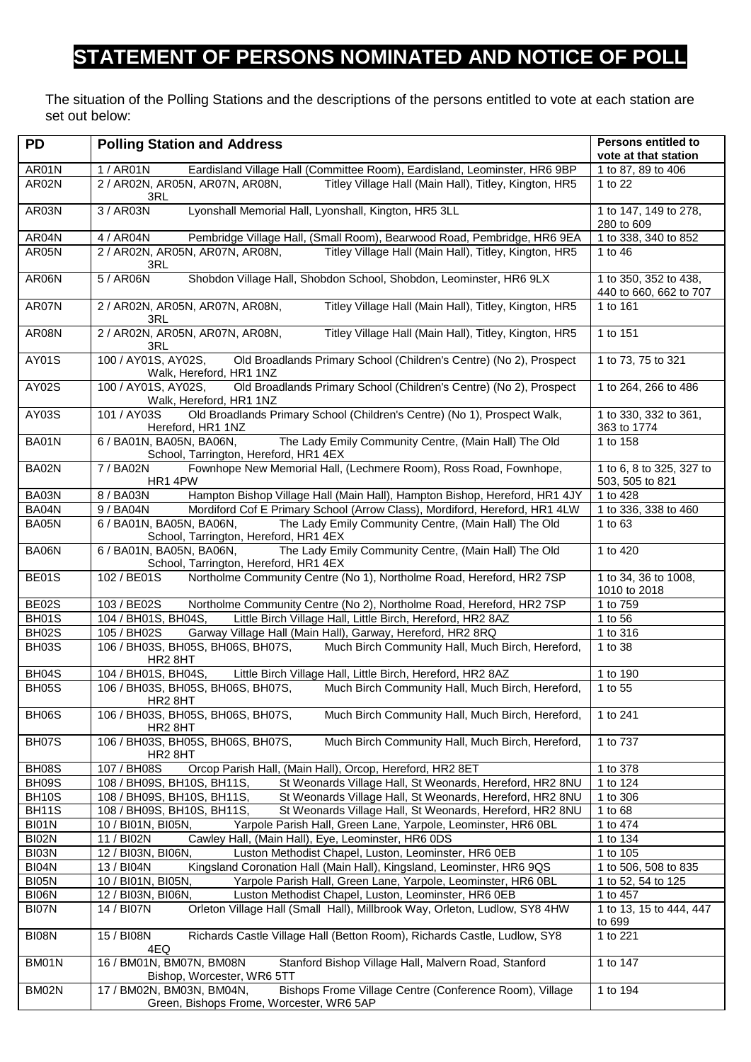# STATEMENT OF PERSONS NOMINATED AND NOTICE OF POLL

The situation of the Polling Stations and the descriptions of the persons entitled to vote at each station are set out below:

| PD | Polling Station and Address | Persons entitled to vote at that station |
|---|---|---|
| AR01N | 1 / AR01N Eardisland Village Hall (Committee Room), Eardisland, Leominster, HR6 9BP | 1 to 87, 89 to 406 |
| AR02N | 2 / AR02N, AR05N, AR07N, AR08N, Titley Village Hall (Main Hall), Titley, Kington, HR5 3RL | 1 to 22 |
| AR03N | 3 / AR03N Lyonshall Memorial Hall, Lyonshall, Kington, HR5 3LL | 1 to 147, 149 to 278, 280 to 609 |
| AR04N | 4 / AR04N Pembridge Village Hall, (Small Room), Bearwood Road, Pembridge, HR6 9EA | 1 to 338, 340 to 852 |
| AR05N | 2 / AR02N, AR05N, AR07N, AR08N, Titley Village Hall (Main Hall), Titley, Kington, HR5 3RL | 1 to 46 |
| AR06N | 5 / AR06N Shobdon Village Hall, Shobdon School, Shobdon, Leominster, HR6 9LX | 1 to 350, 352 to 438, 440 to 660, 662 to 707 |
| AR07N | 2 / AR02N, AR05N, AR07N, AR08N, Titley Village Hall (Main Hall), Titley, Kington, HR5 3RL | 1 to 161 |
| AR08N | 2 / AR02N, AR05N, AR07N, AR08N, Titley Village Hall (Main Hall), Titley, Kington, HR5 3RL | 1 to 151 |
| AY01S | 100 / AY01S, AY02S, Old Broadlands Primary School (Children's Centre) (No 2), Prospect Walk, Hereford, HR1 1NZ | 1 to 73, 75 to 321 |
| AY02S | 100 / AY01S, AY02S, Old Broadlands Primary School (Children's Centre) (No 2), Prospect Walk, Hereford, HR1 1NZ | 1 to 264, 266 to 486 |
| AY03S | 101 / AY03S Old Broadlands Primary School (Children's Centre) (No 1), Prospect Walk, Hereford, HR1 1NZ | 1 to 330, 332 to 361, 363 to 1774 |
| BA01N | 6 / BA01N, BA05N, BA06N, The Lady Emily Community Centre, (Main Hall) The Old School, Tarrington, Hereford, HR1 4EX | 1 to 158 |
| BA02N | 7 / BA02N Fownhope New Memorial Hall, (Lechmere Room), Ross Road, Fownhope, HR1 4PW | 1 to 6, 8 to 325, 327 to 503, 505 to 821 |
| BA03N | 8 / BA03N Hampton Bishop Village Hall (Main Hall), Hampton Bishop, Hereford, HR1 4JY | 1 to 428 |
| BA04N | 9 / BA04N Mordiford Cof E Primary School (Arrow Class), Mordiford, Hereford, HR1 4LW | 1 to 336, 338 to 460 |
| BA05N | 6 / BA01N, BA05N, BA06N, The Lady Emily Community Centre, (Main Hall) The Old School, Tarrington, Hereford, HR1 4EX | 1 to 63 |
| BA06N | 6 / BA01N, BA05N, BA06N, The Lady Emily Community Centre, (Main Hall) The Old School, Tarrington, Hereford, HR1 4EX | 1 to 420 |
| BE01S | 102 / BE01S Northolme Community Centre (No 1), Northolme Road, Hereford, HR2 7SP | 1 to 34, 36 to 1008, 1010 to 2018 |
| BE02S | 103 / BE02S Northolme Community Centre (No 2), Northolme Road, Hereford, HR2 7SP | 1 to 759 |
| BH01S | 104 / BH01S, BH04S, Little Birch Village Hall, Little Birch, Hereford, HR2 8AZ | 1 to 56 |
| BH02S | 105 / BH02S Garway Village Hall (Main Hall), Garway, Hereford, HR2 8RQ | 1 to 316 |
| BH03S | 106 / BH03S, BH05S, BH06S, BH07S, Much Birch Community Hall, Much Birch, Hereford, HR2 8HT | 1 to 38 |
| BH04S | 104 / BH01S, BH04S, Little Birch Village Hall, Little Birch, Hereford, HR2 8AZ | 1 to 190 |
| BH05S | 106 / BH03S, BH05S, BH06S, BH07S, Much Birch Community Hall, Much Birch, Hereford, HR2 8HT | 1 to 55 |
| BH06S | 106 / BH03S, BH05S, BH06S, BH07S, Much Birch Community Hall, Much Birch, Hereford, HR2 8HT | 1 to 241 |
| BH07S | 106 / BH03S, BH05S, BH06S, BH07S, Much Birch Community Hall, Much Birch, Hereford, HR2 8HT | 1 to 737 |
| BH08S | 107 / BH08S Orcop Parish Hall, (Main Hall), Orcop, Hereford, HR2 8ET | 1 to 378 |
| BH09S | 108 / BH09S, BH10S, BH11S, St Weonards Village Hall, St Weonards, Hereford, HR2 8NU | 1 to 124 |
| BH10S | 108 / BH09S, BH10S, BH11S, St Weonards Village Hall, St Weonards, Hereford, HR2 8NU | 1 to 306 |
| BH11S | 108 / BH09S, BH10S, BH11S, St Weonards Village Hall, St Weonards, Hereford, HR2 8NU | 1 to 68 |
| BI01N | 10 / BI01N, BI05N, Yarpole Parish Hall, Green Lane, Yarpole, Leominster, HR6 0BL | 1 to 474 |
| BI02N | 11 / BI02N Cawley Hall, (Main Hall), Eye, Leominster, HR6 0DS | 1 to 134 |
| BI03N | 12 / BI03N, BI06N, Luston Methodist Chapel, Luston, Leominster, HR6 0EB | 1 to 105 |
| BI04N | 13 / BI04N Kingsland Coronation Hall (Main Hall), Kingsland, Leominster, HR6 9QS | 1 to 506, 508 to 835 |
| BI05N | 10 / BI01N, BI05N, Yarpole Parish Hall, Green Lane, Yarpole, Leominster, HR6 0BL | 1 to 52, 54 to 125 |
| BI06N | 12 / BI03N, BI06N, Luston Methodist Chapel, Luston, Leominster, HR6 0EB | 1 to 457 |
| BI07N | 14 / BI07N Orleton Village Hall (Small Hall), Millbrook Way, Orleton, Ludlow, SY8 4HW | 1 to 13, 15 to 444, 447 to 699 |
| BI08N | 15 / BI08N Richards Castle Village Hall (Betton Room), Richards Castle, Ludlow, SY8 4EQ | 1 to 221 |
| BM01N | 16 / BM01N, BM07N, BM08N Stanford Bishop Village Hall, Malvern Road, Stanford Bishop, Worcester, WR6 5TT | 1 to 147 |
| BM02N | 17 / BM02N, BM03N, BM04N, Bishops Frome Village Centre (Conference Room), Village Green, Bishops Frome, Worcester, WR6 5AP | 1 to 194 |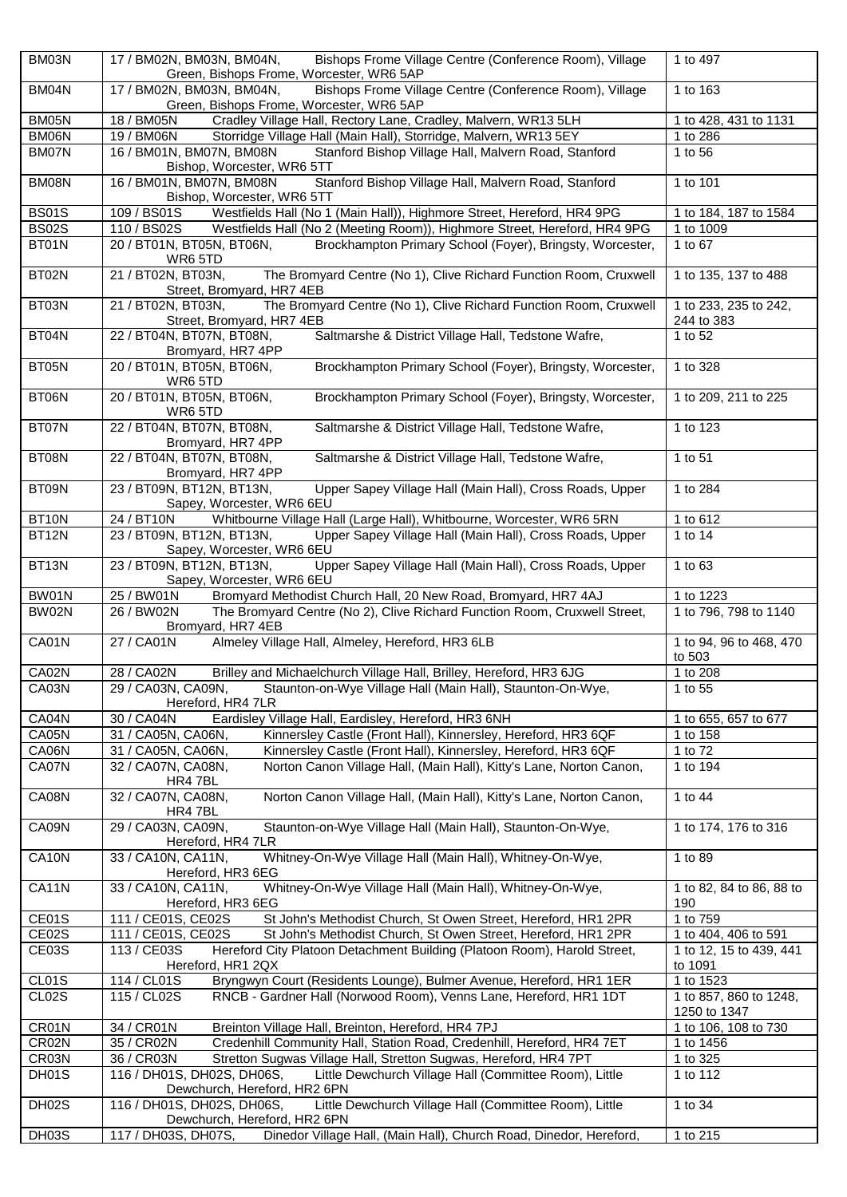| BM03N | 17 / BM02N, BM03N, BM04N, Bishops Frome Village Centre (Conference Room), Village Green, Bishops Frome, Worcester, WR6 5AP | 1 to 497 |
|---|---|---|
| BM04N | 17 / BM02N, BM03N, BM04N, Bishops Frome Village Centre (Conference Room), Village Green, Bishops Frome, Worcester, WR6 5AP | 1 to 163 |
| BM05N | 18 / BM05N Cradley Village Hall, Rectory Lane, Cradley, Malvern, WR13 5LH | 1 to 428, 431 to 1131 |
| BM06N | 19 / BM06N Storridge Village Hall (Main Hall), Storridge, Malvern, WR13 5EY | 1 to 286 |
| BM07N | 16 / BM01N, BM07N, BM08N Stanford Bishop Village Hall, Malvern Road, Stanford Bishop, Worcester, WR6 5TT | 1 to 56 |
| BM08N | 16 / BM01N, BM07N, BM08N Stanford Bishop Village Hall, Malvern Road, Stanford Bishop, Worcester, WR6 5TT | 1 to 101 |
| BS01S | 109 / BS01S Westfields Hall (No 1 (Main Hall)), Highmore Street, Hereford, HR4 9PG | 1 to 184, 187 to 1584 |
| BS02S | 110 / BS02S Westfields Hall (No 2 (Meeting Room)), Highmore Street, Hereford, HR4 9PG | 1 to 1009 |
| BT01N | 20 / BT01N, BT05N, BT06N, Brockhampton Primary School (Foyer), Bringsty, Worcester, WR6 5TD | 1 to 67 |
| BT02N | 21 / BT02N, BT03N, The Bromyard Centre (No 1), Clive Richard Function Room, Cruxwell Street, Bromyard, HR7 4EB | 1 to 135, 137 to 488 |
| BT03N | 21 / BT02N, BT03N, The Bromyard Centre (No 1), Clive Richard Function Room, Cruxwell Street, Bromyard, HR7 4EB | 1 to 233, 235 to 242, 244 to 383 |
| BT04N | 22 / BT04N, BT07N, BT08N, Saltmarshe & District Village Hall, Tedstone Wafre, Bromyard, HR7 4PP | 1 to 52 |
| BT05N | 20 / BT01N, BT05N, BT06N, Brockhampton Primary School (Foyer), Bringsty, Worcester, WR6 5TD | 1 to 328 |
| BT06N | 20 / BT01N, BT05N, BT06N, Brockhampton Primary School (Foyer), Bringsty, Worcester, WR6 5TD | 1 to 209, 211 to 225 |
| BT07N | 22 / BT04N, BT07N, BT08N, Saltmarshe & District Village Hall, Tedstone Wafre, Bromyard, HR7 4PP | 1 to 123 |
| BT08N | 22 / BT04N, BT07N, BT08N, Saltmarshe & District Village Hall, Tedstone Wafre, Bromyard, HR7 4PP | 1 to 51 |
| BT09N | 23 / BT09N, BT12N, BT13N, Upper Sapey Village Hall (Main Hall), Cross Roads, Upper Sapey, Worcester, WR6 6EU | 1 to 284 |
| BT10N | 24 / BT10N Whitbourne Village Hall (Large Hall), Whitbourne, Worcester, WR6 5RN | 1 to 612 |
| BT12N | 23 / BT09N, BT12N, BT13N, Upper Sapey Village Hall (Main Hall), Cross Roads, Upper Sapey, Worcester, WR6 6EU | 1 to 14 |
| BT13N | 23 / BT09N, BT12N, BT13N, Upper Sapey Village Hall (Main Hall), Cross Roads, Upper Sapey, Worcester, WR6 6EU | 1 to 63 |
| BW01N | 25 / BW01N Bromyard Methodist Church Hall, 20 New Road, Bromyard, HR7 4AJ | 1 to 1223 |
| BW02N | 26 / BW02N The Bromyard Centre (No 2), Clive Richard Function Room, Cruxwell Street, Bromyard, HR7 4EB | 1 to 796, 798 to 1140 |
| CA01N | 27 / CA01N Almeley Village Hall, Almeley, Hereford, HR3 6LB | 1 to 94, 96 to 468, 470 to 503 |
| CA02N | 28 / CA02N Brilley and Michaelchurch Village Hall, Brilley, Hereford, HR3 6JG | 1 to 208 |
| CA03N | 29 / CA03N, CA09N, Staunton-on-Wye Village Hall (Main Hall), Staunton-On-Wye, Hereford, HR4 7LR | 1 to 55 |
| CA04N | 30 / CA04N Eardisley Village Hall, Eardisley, Hereford, HR3 6NH | 1 to 655, 657 to 677 |
| CA05N | 31 / CA05N, CA06N, Kinnersley Castle (Front Hall), Kinnersley, Hereford, HR3 6QF | 1 to 158 |
| CA06N | 31 / CA05N, CA06N, Kinnersley Castle (Front Hall), Kinnersley, Hereford, HR3 6QF | 1 to 72 |
| CA07N | 32 / CA07N, CA08N, Norton Canon Village Hall, (Main Hall), Kitty's Lane, Norton Canon, HR4 7BL | 1 to 194 |
| CA08N | 32 / CA07N, CA08N, Norton Canon Village Hall, (Main Hall), Kitty's Lane, Norton Canon, HR4 7BL | 1 to 44 |
| CA09N | 29 / CA03N, CA09N, Staunton-on-Wye Village Hall (Main Hall), Staunton-On-Wye, Hereford, HR4 7LR | 1 to 174, 176 to 316 |
| CA10N | 33 / CA10N, CA11N, Whitney-On-Wye Village Hall (Main Hall), Whitney-On-Wye, Hereford, HR3 6EG | 1 to 89 |
| CA11N | 33 / CA10N, CA11N, Whitney-On-Wye Village Hall (Main Hall), Whitney-On-Wye, Hereford, HR3 6EG | 1 to 82, 84 to 86, 88 to 190 |
| CE01S | 111 / CE01S, CE02S St John's Methodist Church, St Owen Street, Hereford, HR1 2PR | 1 to 759 |
| CE02S | 111 / CE01S, CE02S St John's Methodist Church, St Owen Street, Hereford, HR1 2PR | 1 to 404, 406 to 591 |
| CE03S | 113 / CE03S Hereford City Platoon Detachment Building (Platoon Room), Harold Street, Hereford, HR1 2QX | 1 to 12, 15 to 439, 441 to 1091 |
| CL01S | 114 / CL01S Bryngwyn Court (Residents Lounge), Bulmer Avenue, Hereford, HR1 1ER | 1 to 1523 |
| CL02S | 115 / CL02S RNCB - Gardner Hall (Norwood Room), Venns Lane, Hereford, HR1 1DT | 1 to 857, 860 to 1248, 1250 to 1347 |
| CR01N | 34 / CR01N Breinton Village Hall, Breinton, Hereford, HR4 7PJ | 1 to 106, 108 to 730 |
| CR02N | 35 / CR02N Credenhill Community Hall, Station Road, Credenhill, Hereford, HR4 7ET | 1 to 1456 |
| CR03N | 36 / CR03N Stretton Sugwas Village Hall, Stretton Sugwas, Hereford, HR4 7PT | 1 to 325 |
| DH01S | 116 / DH01S, DH02S, DH06S, Little Dewchurch Village Hall (Committee Room), Little Dewchurch, Hereford, HR2 6PN | 1 to 112 |
| DH02S | 116 / DH01S, DH02S, DH06S, Little Dewchurch Village Hall (Committee Room), Little Dewchurch, Hereford, HR2 6PN | 1 to 34 |
| DH03S | 117 / DH03S, DH07S, Dinedor Village Hall, (Main Hall), Church Road, Dinedor, Hereford, | 1 to 215 |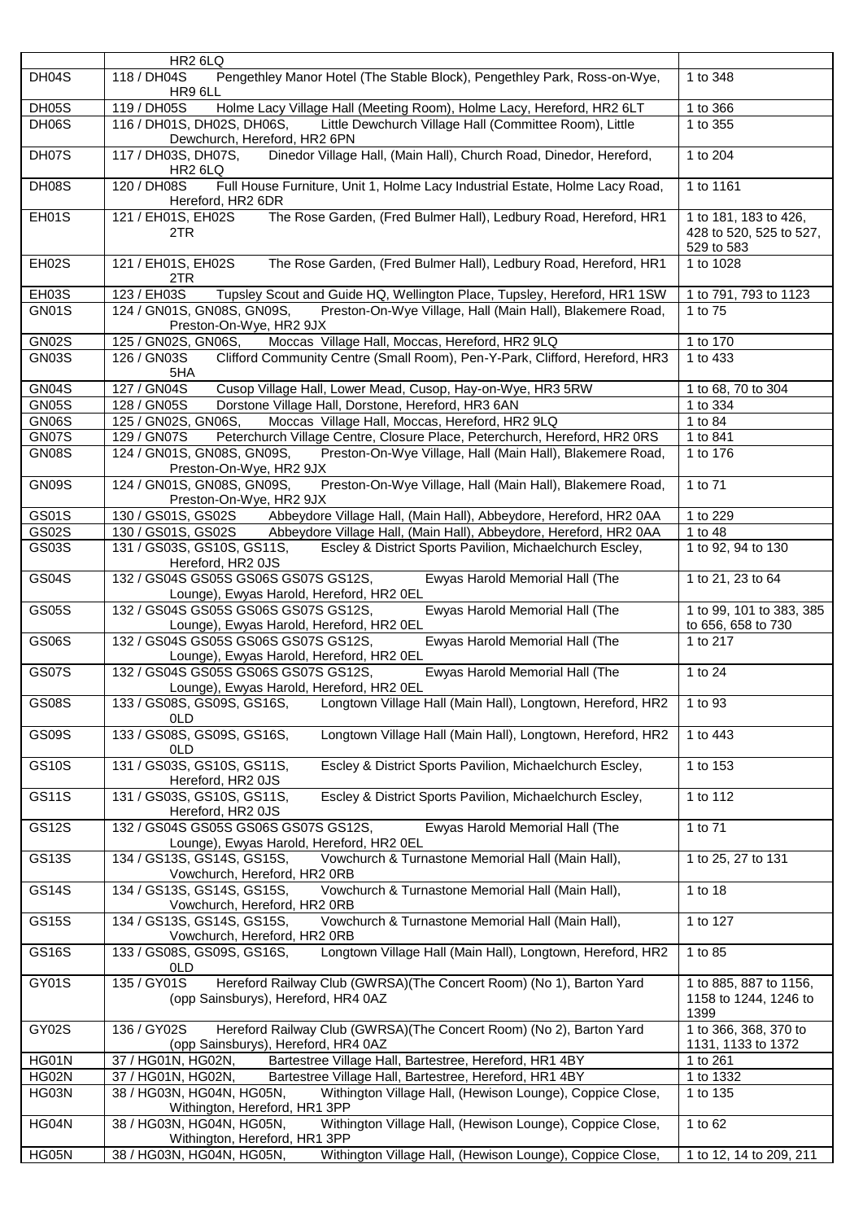| | HR2 6LQ | |
|---|---|---|
| DH04S | 118 / DH04S Pengethley Manor Hotel (The Stable Block), Pengethley Park, Ross-on-Wye, HR9 6LL | 1 to 348 |
| DH05S | 119 / DH05S Holme Lacy Village Hall (Meeting Room), Holme Lacy, Hereford, HR2 6LT | 1 to 366 |
| DH06S | 116 / DH01S, DH02S, DH06S, Little Dewchurch Village Hall (Committee Room), Little Dewchurch, Hereford, HR2 6PN | 1 to 355 |
| DH07S | 117 / DH03S, DH07S, Dinedor Village Hall, (Main Hall), Church Road, Dinedor, Hereford, HR2 6LQ | 1 to 204 |
| DH08S | 120 / DH08S Full House Furniture, Unit 1, Holme Lacy Industrial Estate, Holme Lacy Road, Hereford, HR2 6DR | 1 to 1161 |
| EH01S | 121 / EH01S, EH02S The Rose Garden, (Fred Bulmer Hall), Ledbury Road, Hereford, HR1 2TR | 1 to 181, 183 to 426, 428 to 520, 525 to 527, 529 to 583 |
| EH02S | 121 / EH01S, EH02S The Rose Garden, (Fred Bulmer Hall), Ledbury Road, Hereford, HR1 2TR | 1 to 1028 |
| EH03S | 123 / EH03S Tupsley Scout and Guide HQ, Wellington Place, Tupsley, Hereford, HR1 1SW | 1 to 791, 793 to 1123 |
| GN01S | 124 / GN01S, GN08S, GN09S, Preston-On-Wye Village, Hall (Main Hall), Blakemere Road, Preston-On-Wye, HR2 9JX | 1 to 75 |
| GN02S | 125 / GN02S, GN06S, Moccas Village Hall, Moccas, Hereford, HR2 9LQ | 1 to 170 |
| GN03S | 126 / GN03S Clifford Community Centre (Small Room), Pen-Y-Park, Clifford, Hereford, HR3 5HA | 1 to 433 |
| GN04S | 127 / GN04S Cusop Village Hall, Lower Mead, Cusop, Hay-on-Wye, HR3 5RW | 1 to 68, 70 to 304 |
| GN05S | 128 / GN05S Dorstone Village Hall, Dorstone, Hereford, HR3 6AN | 1 to 334 |
| GN06S | 125 / GN02S, GN06S, Moccas Village Hall, Moccas, Hereford, HR2 9LQ | 1 to 84 |
| GN07S | 129 / GN07S Peterchurch Village Centre, Closure Place, Peterchurch, Hereford, HR2 0RS | 1 to 841 |
| GN08S | 124 / GN01S, GN08S, GN09S, Preston-On-Wye Village, Hall (Main Hall), Blakemere Road, Preston-On-Wye, HR2 9JX | 1 to 176 |
| GN09S | 124 / GN01S, GN08S, GN09S, Preston-On-Wye Village, Hall (Main Hall), Blakemere Road, Preston-On-Wye, HR2 9JX | 1 to 71 |
| GS01S | 130 / GS01S, GS02S Abbeydore Village Hall, (Main Hall), Abbeydore, Hereford, HR2 0AA | 1 to 229 |
| GS02S | 130 / GS01S, GS02S Abbeydore Village Hall, (Main Hall), Abbeydore, Hereford, HR2 0AA | 1 to 48 |
| GS03S | 131 / GS03S, GS10S, GS11S, Escley & District Sports Pavilion, Michaelchurch Escley, Hereford, HR2 0JS | 1 to 92, 94 to 130 |
| GS04S | 132 / GS04S GS05S GS06S GS07S GS12S, Ewyas Harold Memorial Hall (The Lounge), Ewyas Harold, Hereford, HR2 0EL | 1 to 21, 23 to 64 |
| GS05S | 132 / GS04S GS05S GS06S GS07S GS12S, Ewyas Harold Memorial Hall (The Lounge), Ewyas Harold, Hereford, HR2 0EL | 1 to 99, 101 to 383, 385 to 656, 658 to 730 |
| GS06S | 132 / GS04S GS05S GS06S GS07S GS12S, Ewyas Harold Memorial Hall (The Lounge), Ewyas Harold, Hereford, HR2 0EL | 1 to 217 |
| GS07S | 132 / GS04S GS05S GS06S GS07S GS12S, Ewyas Harold Memorial Hall (The Lounge), Ewyas Harold, Hereford, HR2 0EL | 1 to 24 |
| GS08S | 133 / GS08S, GS09S, GS16S, Longtown Village Hall (Main Hall), Longtown, Hereford, HR2 0LD | 1 to 93 |
| GS09S | 133 / GS08S, GS09S, GS16S, Longtown Village Hall (Main Hall), Longtown, Hereford, HR2 0LD | 1 to 443 |
| GS10S | 131 / GS03S, GS10S, GS11S, Escley & District Sports Pavilion, Michaelchurch Escley, Hereford, HR2 0JS | 1 to 153 |
| GS11S | 131 / GS03S, GS10S, GS11S, Escley & District Sports Pavilion, Michaelchurch Escley, Hereford, HR2 0JS | 1 to 112 |
| GS12S | 132 / GS04S GS05S GS06S GS07S GS12S, Ewyas Harold Memorial Hall (The Lounge), Ewyas Harold, Hereford, HR2 0EL | 1 to 71 |
| GS13S | 134 / GS13S, GS14S, GS15S, Vowchurch & Turnastone Memorial Hall (Main Hall), Vowchurch, Hereford, HR2 0RB | 1 to 25, 27 to 131 |
| GS14S | 134 / GS13S, GS14S, GS15S, Vowchurch & Turnastone Memorial Hall (Main Hall), Vowchurch, Hereford, HR2 0RB | 1 to 18 |
| GS15S | 134 / GS13S, GS14S, GS15S, Vowchurch & Turnastone Memorial Hall (Main Hall), Vowchurch, Hereford, HR2 0RB | 1 to 127 |
| GS16S | 133 / GS08S, GS09S, GS16S, Longtown Village Hall (Main Hall), Longtown, Hereford, HR2 0LD | 1 to 85 |
| GY01S | 135 / GY01S Hereford Railway Club (GWRSA)(The Concert Room) (No 1), Barton Yard (opp Sainsburys), Hereford, HR4 0AZ | 1 to 885, 887 to 1156, 1158 to 1244, 1246 to 1399 |
| GY02S | 136 / GY02S Hereford Railway Club (GWRSA)(The Concert Room) (No 2), Barton Yard (opp Sainsburys), Hereford, HR4 0AZ | 1 to 366, 368, 370 to 1131, 1133 to 1372 |
| HG01N | 37 / HG01N, HG02N, Bartestree Village Hall, Bartestree, Hereford, HR1 4BY | 1 to 261 |
| HG02N | 37 / HG01N, HG02N, Bartestree Village Hall, Bartestree, Hereford, HR1 4BY | 1 to 1332 |
| HG03N | 38 / HG03N, HG04N, HG05N, Withington Village Hall, (Hewison Lounge), Coppice Close, Withington, Hereford, HR1 3PP | 1 to 135 |
| HG04N | 38 / HG03N, HG04N, HG05N, Withington Village Hall, (Hewison Lounge), Coppice Close, Withington, Hereford, HR1 3PP | 1 to 62 |
| HG05N | 38 / HG03N, HG04N, HG05N, Withington Village Hall, (Hewison Lounge), Coppice Close, | 1 to 12, 14 to 209, 211 |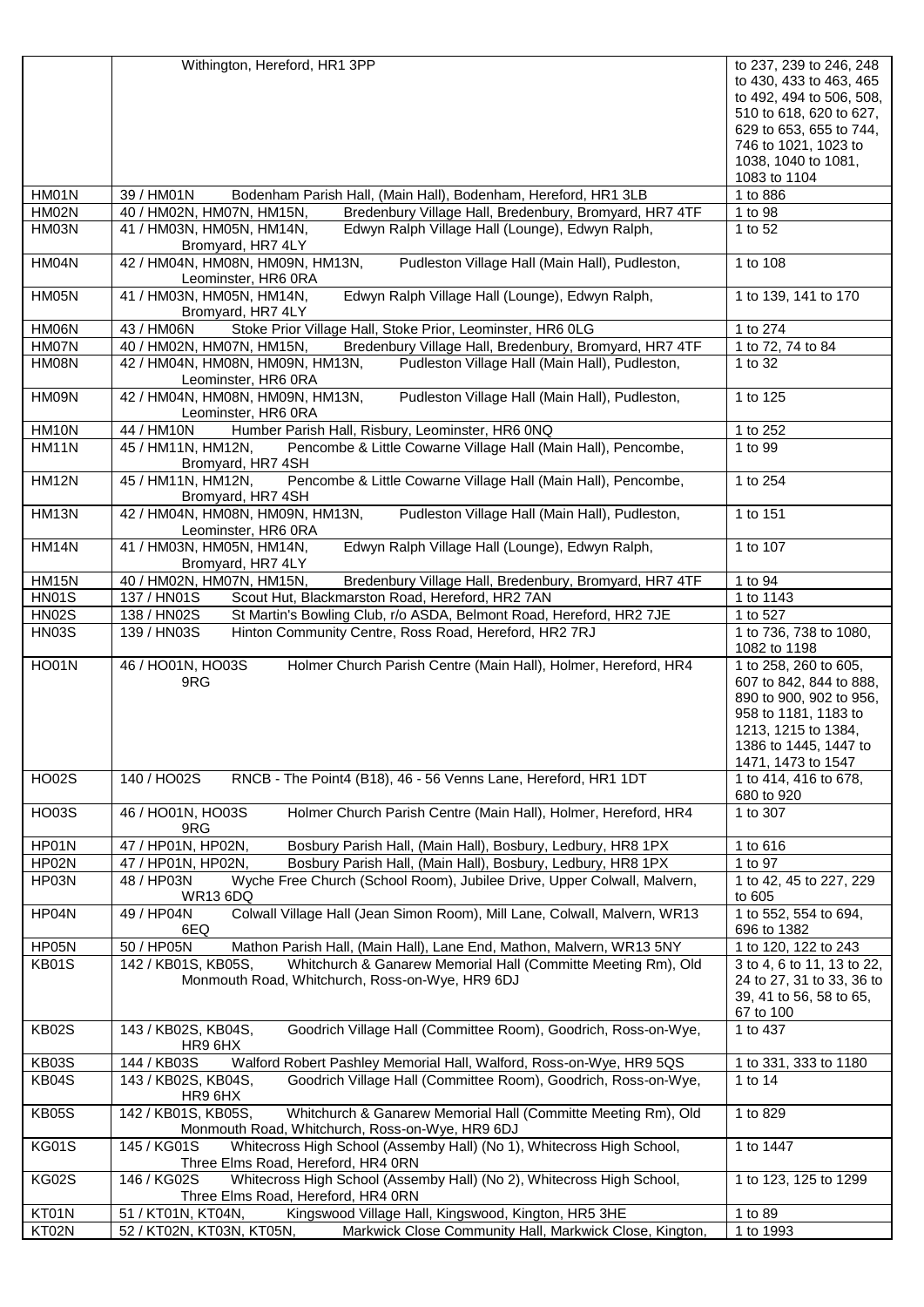|  |  |  |
|---|---|---|
|  | Withington, Hereford, HR1 3PP | to 237, 239 to 246, 248 to 430, 433 to 463, 465 to 492, 494 to 506, 508, 510 to 618, 620 to 627, 629 to 653, 655 to 744, 746 to 1021, 1023 to 1038, 1040 to 1081, 1083 to 1104 |
| HM01N | 39 / HM01N Bodenham Parish Hall, (Main Hall), Bodenham, Hereford, HR1 3LB | 1 to 886 |
| HM02N | 40 / HM02N, HM07N, HM15N, Bredenbury Village Hall, Bredenbury, Bromyard, HR7 4TF | 1 to 98 |
| HM03N | 41 / HM03N, HM05N, HM14N, Edwyn Ralph Village Hall (Lounge), Edwyn Ralph, Bromyard, HR7 4LY | 1 to 52 |
| HM04N | 42 / HM04N, HM08N, HM09N, HM13N, Pudleston Village Hall (Main Hall), Pudleston, Leominster, HR6 0RA | 1 to 108 |
| HM05N | 41 / HM03N, HM05N, HM14N, Edwyn Ralph Village Hall (Lounge), Edwyn Ralph, Bromyard, HR7 4LY | 1 to 139, 141 to 170 |
| HM06N | 43 / HM06N Stoke Prior Village Hall, Stoke Prior, Leominster, HR6 0LG | 1 to 274 |
| HM07N | 40 / HM02N, HM07N, HM15N, Bredenbury Village Hall, Bredenbury, Bromyard, HR7 4TF | 1 to 72, 74 to 84 |
| HM08N | 42 / HM04N, HM08N, HM09N, HM13N, Pudleston Village Hall (Main Hall), Pudleston, Leominster, HR6 0RA | 1 to 32 |
| HM09N | 42 / HM04N, HM08N, HM09N, HM13N, Pudleston Village Hall (Main Hall), Pudleston, Leominster, HR6 0RA | 1 to 125 |
| HM10N | 44 / HM10N Humber Parish Hall, Risbury, Leominster, HR6 0NQ | 1 to 252 |
| HM11N | 45 / HM11N, HM12N, Pencombe & Little Cowarne Village Hall (Main Hall), Pencombe, Bromyard, HR7 4SH | 1 to 99 |
| HM12N | 45 / HM11N, HM12N, Pencombe & Little Cowarne Village Hall (Main Hall), Pencombe, Bromyard, HR7 4SH | 1 to 254 |
| HM13N | 42 / HM04N, HM08N, HM09N, HM13N, Pudleston Village Hall (Main Hall), Pudleston, Leominster, HR6 0RA | 1 to 151 |
| HM14N | 41 / HM03N, HM05N, HM14N, Edwyn Ralph Village Hall (Lounge), Edwyn Ralph, Bromyard, HR7 4LY | 1 to 107 |
| HM15N | 40 / HM02N, HM07N, HM15N, Bredenbury Village Hall, Bredenbury, Bromyard, HR7 4TF | 1 to 94 |
| HN01S | 137 / HN01S Scout Hut, Blackmarston Road, Hereford, HR2 7AN | 1 to 1143 |
| HN02S | 138 / HN02S St Martin's Bowling Club, r/o ASDA, Belmont Road, Hereford, HR2 7JE | 1 to 527 |
| HN03S | 139 / HN03S Hinton Community Centre, Ross Road, Hereford, HR2 7RJ | 1 to 736, 738 to 1080, 1082 to 1198 |
| HO01N | 46 / HO01N, HO03S Holmer Church Parish Centre (Main Hall), Holmer, Hereford, HR4 9RG | 1 to 258, 260 to 605, 607 to 842, 844 to 888, 890 to 900, 902 to 956, 958 to 1181, 1183 to 1213, 1215 to 1384, 1386 to 1445, 1447 to 1471, 1473 to 1547 |
| HO02S | 140 / HO02S RNCB - The Point4 (B18), 46 - 56 Venns Lane, Hereford, HR1 1DT | 1 to 414, 416 to 678, 680 to 920 |
| HO03S | 46 / HO01N, HO03S Holmer Church Parish Centre (Main Hall), Holmer, Hereford, HR4 9RG | 1 to 307 |
| HP01N | 47 / HP01N, HP02N, Bosbury Parish Hall, (Main Hall), Bosbury, Ledbury, HR8 1PX | 1 to 616 |
| HP02N | 47 / HP01N, HP02N, Bosbury Parish Hall, (Main Hall), Bosbury, Ledbury, HR8 1PX | 1 to 97 |
| HP03N | 48 / HP03N Wyche Free Church (School Room), Jubilee Drive, Upper Colwall, Malvern, WR13 6DQ | 1 to 42, 45 to 227, 229 to 605 |
| HP04N | 49 / HP04N Colwall Village Hall (Jean Simon Room), Mill Lane, Colwall, Malvern, WR13 6EQ | 1 to 552, 554 to 694, 696 to 1382 |
| HP05N | 50 / HP05N Mathon Parish Hall, (Main Hall), Lane End, Mathon, Malvern, WR13 5NY | 1 to 120, 122 to 243 |
| KB01S | 142 / KB01S, KB05S, Whitchurch & Ganarew Memorial Hall (Committe Meeting Rm), Old Monmouth Road, Whitchurch, Ross-on-Wye, HR9 6DJ | 3 to 4, 6 to 11, 13 to 22, 24 to 27, 31 to 33, 36 to 39, 41 to 56, 58 to 65, 67 to 100 |
| KB02S | 143 / KB02S, KB04S, Goodrich Village Hall (Committee Room), Goodrich, Ross-on-Wye, HR9 6HX | 1 to 437 |
| KB03S | 144 / KB03S Walford Robert Pashley Memorial Hall, Walford, Ross-on-Wye, HR9 5QS | 1 to 331, 333 to 1180 |
| KB04S | 143 / KB02S, KB04S, Goodrich Village Hall (Committee Room), Goodrich, Ross-on-Wye, HR9 6HX | 1 to 14 |
| KB05S | 142 / KB01S, KB05S, Whitchurch & Ganarew Memorial Hall (Committe Meeting Rm), Old Monmouth Road, Whitchurch, Ross-on-Wye, HR9 6DJ | 1 to 829 |
| KG01S | 145 / KG01S Whitecross High School (Assemby Hall) (No 1), Whitecross High School, Three Elms Road, Hereford, HR4 0RN | 1 to 1447 |
| KG02S | 146 / KG02S Whitecross High School (Assemby Hall) (No 2), Whitecross High School, Three Elms Road, Hereford, HR4 0RN | 1 to 123, 125 to 1299 |
| KT01N | 51 / KT01N, KT04N, Kingswood Village Hall, Kingswood, Kington, HR5 3HE | 1 to 89 |
| KT02N | 52 / KT02N, KT03N, KT05N, Markwick Close Community Hall, Markwick Close, Kington, | 1 to 1993 |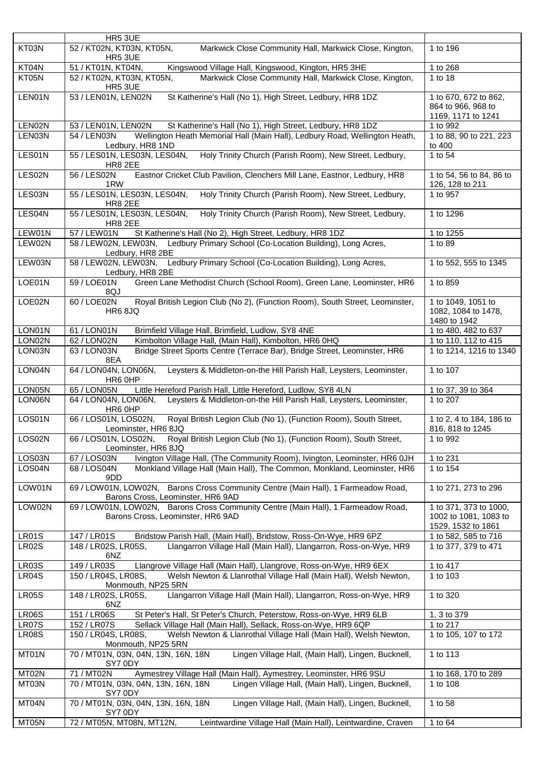| | | |
|---|---|---|
| | HR5 3UE | |
| KT03N | 52 / KT02N, KT03N, KT05N, Markwick Close Community Hall, Markwick Close, Kington, HR5 3UE | 1 to 196 |
| KT04N | 51 / KT01N, KT04N, Kingswood Village Hall, Kingswood, Kington, HR5 3HE | 1 to 268 |
| KT05N | 52 / KT02N, KT03N, KT05N, Markwick Close Community Hall, Markwick Close, Kington, HR5 3UE | 1 to 18 |
| LEN01N | 53 / LEN01N, LEN02N St Katherine's Hall (No 1), High Street, Ledbury, HR8 1DZ | 1 to 670, 672 to 862, 864 to 966, 968 to 1169, 1171 to 1241 |
| LEN02N | 53 / LEN01N, LEN02N St Katherine's Hall (No 1), High Street, Ledbury, HR8 1DZ | 1 to 992 |
| LEN03N | 54 / LEN03N Wellington Heath Memorial Hall (Main Hall), Ledbury Road, Wellington Heath, Ledbury, HR8 1ND | 1 to 88, 90 to 221, 223 to 400 |
| LES01N | 55 / LES01N, LES03N, LES04N, Holy Trinity Church (Parish Room), New Street, Ledbury, HR8 2EE | 1 to 54 |
| LES02N | 56 / LES02N Eastnor Cricket Club Pavilion, Clenchers Mill Lane, Eastnor, Ledbury, HR8 1RW | 1 to 54, 56 to 84, 86 to 126, 128 to 211 |
| LES03N | 55 / LES01N, LES03N, LES04N, Holy Trinity Church (Parish Room), New Street, Ledbury, HR8 2EE | 1 to 957 |
| LES04N | 55 / LES01N, LES03N, LES04N, Holy Trinity Church (Parish Room), New Street, Ledbury, HR8 2EE | 1 to 1296 |
| LEW01N | 57 / LEW01N St Katherine's Hall (No 2), High Street, Ledbury, HR8 1DZ | 1 to 1255 |
| LEW02N | 58 / LEW02N, LEW03N, Ledbury Primary School (Co-Location Building), Long Acres, Ledbury, HR8 2BE | 1 to 89 |
| LEW03N | 58 / LEW02N, LEW03N, Ledbury Primary School (Co-Location Building), Long Acres, Ledbury, HR8 2BE | 1 to 552, 555 to 1345 |
| LOE01N | 59 / LOE01N Green Lane Methodist Church (School Room), Green Lane, Leominster, HR6 8QJ | 1 to 859 |
| LOE02N | 60 / LOE02N Royal British Legion Club (No 2), (Function Room), South Street, Leominster, HR6 8JQ | 1 to 1049, 1051 to 1082, 1084 to 1478, 1480 to 1942 |
| LON01N | 61 / LON01N Brimfield Village Hall, Brimfield, Ludlow, SY8 4NE | 1 to 480, 482 to 637 |
| LON02N | 62 / LON02N Kimbolton Village Hall, (Main Hall), Kimbolton, HR6 0HQ | 1 to 110, 112 to 415 |
| LON03N | 63 / LON03N Bridge Street Sports Centre (Terrace Bar), Bridge Street, Leominster, HR6 8EA | 1 to 1214, 1216 to 1340 |
| LON04N | 64 / LON04N, LON06N, Leysters & Middleton-on-the Hill Parish Hall, Leysters, Leominster, HR6 0HP | 1 to 107 |
| LON05N | 65 / LON05N Little Hereford Parish Hall, Little Hereford, Ludlow, SY8 4LN | 1 to 37, 39 to 364 |
| LON06N | 64 / LON04N, LON06N, Leysters & Middleton-on-the Hill Parish Hall, Leysters, Leominster, HR6 0HP | 1 to 207 |
| LOS01N | 66 / LOS01N, LOS02N, Royal British Legion Club (No 1), (Function Room), South Street, Leominster, HR6 8JQ | 1 to 2, 4 to 184, 186 to 816, 818 to 1245 |
| LOS02N | 66 / LOS01N, LOS02N, Royal British Legion Club (No 1), (Function Room), South Street, Leominster, HR6 8JQ | 1 to 992 |
| LOS03N | 67 / LOS03N Ivington Village Hall, (The Community Room), Ivington, Leominster, HR6 0JH | 1 to 231 |
| LOS04N | 68 / LOS04N Monkland Village Hall (Main Hall), The Common, Monkland, Leominster, HR6 9DD | 1 to 154 |
| LOW01N | 69 / LOW01N, LOW02N, Barons Cross Community Centre (Main Hall), 1 Farmeadow Road, Barons Cross, Leominster, HR6 9AD | 1 to 271, 273 to 296 |
| LOW02N | 69 / LOW01N, LOW02N, Barons Cross Community Centre (Main Hall), 1 Farmeadow Road, Barons Cross, Leominster, HR6 9AD | 1 to 371, 373 to 1000, 1002 to 1081, 1083 to 1529, 1532 to 1861 |
| LR01S | 147 / LR01S Bridstow Parish Hall, (Main Hall), Bridstow, Ross-On-Wye, HR9 6PZ | 1 to 582, 585 to 716 |
| LR02S | 148 / LR02S, LR05S, Llangarron Village Hall (Main Hall), Llangarron, Ross-on-Wye, HR9 6NZ | 1 to 377, 379 to 471 |
| LR03S | 149 / LR03S Llangrove Village Hall (Main Hall), Llangrove, Ross-on-Wye, HR9 6EX | 1 to 417 |
| LR04S | 150 / LR04S, LR08S, Welsh Newton & Llanrothal Village Hall (Main Hall), Welsh Newton, Monmouth, NP25 5RN | 1 to 103 |
| LR05S | 148 / LR02S, LR05S, Llangarron Village Hall (Main Hall), Llangarron, Ross-on-Wye, HR9 6NZ | 1 to 320 |
| LR06S | 151 / LR06S St Peter's Hall, St Peter's Church, Peterstow, Ross-on-Wye, HR9 6LB | 1, 3 to 379 |
| LR07S | 152 / LR07S Sellack Village Hall (Main Hall), Sellack, Ross-on-Wye, HR9 6QP | 1 to 217 |
| LR08S | 150 / LR04S, LR08S, Welsh Newton & Llanrothal Village Hall (Main Hall), Welsh Newton, Monmouth, NP25 5RN | 1 to 105, 107 to 172 |
| MT01N | 70 / MT01N, 03N, 04N, 13N, 16N, 18N Lingen Village Hall, (Main Hall), Lingen, Bucknell, SY7 0DY | 1 to 113 |
| MT02N | 71 / MT02N Aymestrey Village Hall (Main Hall), Aymestrey, Leominster, HR6 9SU | 1 to 168, 170 to 289 |
| MT03N | 70 / MT01N, 03N, 04N, 13N, 16N, 18N Lingen Village Hall, (Main Hall), Lingen, Bucknell, SY7 0DY | 1 to 108 |
| MT04N | 70 / MT01N, 03N, 04N, 13N, 16N, 18N Lingen Village Hall, (Main Hall), Lingen, Bucknell, SY7 0DY | 1 to 58 |
| MT05N | 72 / MT05N, MT08N, MT12N, Leintwardine Village Hall (Main Hall), Leintwardine, Craven | 1 to 64 |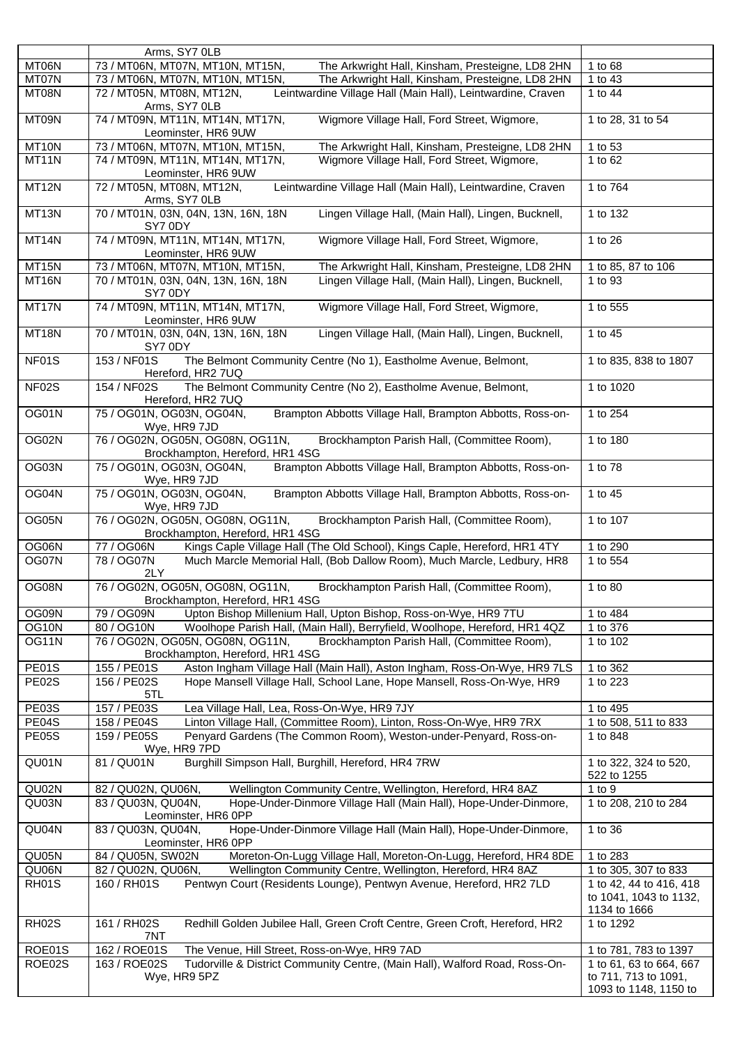| | | |
|---|---|---|
| | Arms, SY7 0LB | |
| MT06N | 73 / MT06N, MT07N, MT10N, MT15N, The Arkwright Hall, Kinsham, Presteigne, LD8 2HN | 1 to 68 |
| MT07N | 73 / MT06N, MT07N, MT10N, MT15N, The Arkwright Hall, Kinsham, Presteigne, LD8 2HN | 1 to 43 |
| MT08N | 72 / MT05N, MT08N, MT12N, Leintwardine Village Hall (Main Hall), Leintwardine, Craven Arms, SY7 0LB | 1 to 44 |
| MT09N | 74 / MT09N, MT11N, MT14N, MT17N, Wigmore Village Hall, Ford Street, Wigmore, Leominster, HR6 9UW | 1 to 28, 31 to 54 |
| MT10N | 73 / MT06N, MT07N, MT10N, MT15N, The Arkwright Hall, Kinsham, Presteigne, LD8 2HN | 1 to 53 |
| MT11N | 74 / MT09N, MT11N, MT14N, MT17N, Wigmore Village Hall, Ford Street, Wigmore, Leominster, HR6 9UW | 1 to 62 |
| MT12N | 72 / MT05N, MT08N, MT12N, Leintwardine Village Hall (Main Hall), Leintwardine, Craven Arms, SY7 0LB | 1 to 764 |
| MT13N | 70 / MT01N, 03N, 04N, 13N, 16N, 18N Lingen Village Hall, (Main Hall), Lingen, Bucknell, SY7 0DY | 1 to 132 |
| MT14N | 74 / MT09N, MT11N, MT14N, MT17N, Wigmore Village Hall, Ford Street, Wigmore, Leominster, HR6 9UW | 1 to 26 |
| MT15N | 73 / MT06N, MT07N, MT10N, MT15N, The Arkwright Hall, Kinsham, Presteigne, LD8 2HN | 1 to 85, 87 to 106 |
| MT16N | 70 / MT01N, 03N, 04N, 13N, 16N, 18N Lingen Village Hall, (Main Hall), Lingen, Bucknell, SY7 0DY | 1 to 93 |
| MT17N | 74 / MT09N, MT11N, MT14N, MT17N, Wigmore Village Hall, Ford Street, Wigmore, Leominster, HR6 9UW | 1 to 555 |
| MT18N | 70 / MT01N, 03N, 04N, 13N, 16N, 18N Lingen Village Hall, (Main Hall), Lingen, Bucknell, SY7 0DY | 1 to 45 |
| NF01S | 153 / NF01S The Belmont Community Centre (No 1), Eastholme Avenue, Belmont, Hereford, HR2 7UQ | 1 to 835, 838 to 1807 |
| NF02S | 154 / NF02S The Belmont Community Centre (No 2), Eastholme Avenue, Belmont, Hereford, HR2 7UQ | 1 to 1020 |
| OG01N | 75 / OG01N, OG03N, OG04N, Brampton Abbotts Village Hall, Brampton Abbotts, Ross-on-Wye, HR9 7JD | 1 to 254 |
| OG02N | 76 / OG02N, OG05N, OG08N, OG11N, Brockhampton Parish Hall, (Committee Room), Brockhampton, Hereford, HR1 4SG | 1 to 180 |
| OG03N | 75 / OG01N, OG03N, OG04N, Brampton Abbotts Village Hall, Brampton Abbotts, Ross-on-Wye, HR9 7JD | 1 to 78 |
| OG04N | 75 / OG01N, OG03N, OG04N, Brampton Abbotts Village Hall, Brampton Abbotts, Ross-on-Wye, HR9 7JD | 1 to 45 |
| OG05N | 76 / OG02N, OG05N, OG08N, OG11N, Brockhampton Parish Hall, (Committee Room), Brockhampton, Hereford, HR1 4SG | 1 to 107 |
| OG06N | 77 / OG06N Kings Caple Village Hall (The Old School), Kings Caple, Hereford, HR1 4TY | 1 to 290 |
| OG07N | 78 / OG07N Much Marcle Memorial Hall, (Bob Dallow Room), Much Marcle, Ledbury, HR8 2LY | 1 to 554 |
| OG08N | 76 / OG02N, OG05N, OG08N, OG11N, Brockhampton Parish Hall, (Committee Room), Brockhampton, Hereford, HR1 4SG | 1 to 80 |
| OG09N | 79 / OG09N Upton Bishop Millenium Hall, Upton Bishop, Ross-on-Wye, HR9 7TU | 1 to 484 |
| OG10N | 80 / OG10N Woolhope Parish Hall, (Main Hall), Berryfield, Woolhope, Hereford, HR1 4QZ | 1 to 376 |
| OG11N | 76 / OG02N, OG05N, OG08N, OG11N, Brockhampton Parish Hall, (Committee Room), Brockhampton, Hereford, HR1 4SG | 1 to 102 |
| PE01S | 155 / PE01S Aston Ingham Village Hall (Main Hall), Aston Ingham, Ross-On-Wye, HR9 7LS | 1 to 362 |
| PE02S | 156 / PE02S Hope Mansell Village Hall, School Lane, Hope Mansell, Ross-On-Wye, HR9 5TL | 1 to 223 |
| PE03S | 157 / PE03S Lea Village Hall, Lea, Ross-On-Wye, HR9 7JY | 1 to 495 |
| PE04S | 158 / PE04S Linton Village Hall, (Committee Room), Linton, Ross-On-Wye, HR9 7RX | 1 to 508, 511 to 833 |
| PE05S | 159 / PE05S Penyard Gardens (The Common Room), Weston-under-Penyard, Ross-on-Wye, HR9 7PD | 1 to 848 |
| QU01N | 81 / QU01N Burghill Simpson Hall, Burghill, Hereford, HR4 7RW | 1 to 322, 324 to 520, 522 to 1255 |
| QU02N | 82 / QU02N, QU06N, Wellington Community Centre, Wellington, Hereford, HR4 8AZ | 1 to 9 |
| QU03N | 83 / QU03N, QU04N, Hope-Under-Dinmore Village Hall (Main Hall), Hope-Under-Dinmore, Leominster, HR6 0PP | 1 to 208, 210 to 284 |
| QU04N | 83 / QU03N, QU04N, Hope-Under-Dinmore Village Hall (Main Hall), Hope-Under-Dinmore, Leominster, HR6 0PP | 1 to 36 |
| QU05N | 84 / QU05N, SW02N Moreton-On-Lugg Village Hall, Moreton-On-Lugg, Hereford, HR4 8DE | 1 to 283 |
| QU06N | 82 / QU02N, QU06N, Wellington Community Centre, Wellington, Hereford, HR4 8AZ | 1 to 305, 307 to 833 |
| RH01S | 160 / RH01S Pentwyn Court (Residents Lounge), Pentwyn Avenue, Hereford, HR2 7LD | 1 to 42, 44 to 416, 418 to 1041, 1043 to 1132, 1134 to 1666 |
| RH02S | 161 / RH02S Redhill Golden Jubilee Hall, Green Croft Centre, Green Croft, Hereford, HR2 7NT | 1 to 1292 |
| ROE01S | 162 / ROE01S The Venue, Hill Street, Ross-on-Wye, HR9 7AD | 1 to 781, 783 to 1397 |
| ROE02S | 163 / ROE02S Tudorville & District Community Centre, (Main Hall), Walford Road, Ross-On-Wye, HR9 5PZ | 1 to 61, 63 to 664, 667 to 711, 713 to 1091, 1093 to 1148, 1150 to |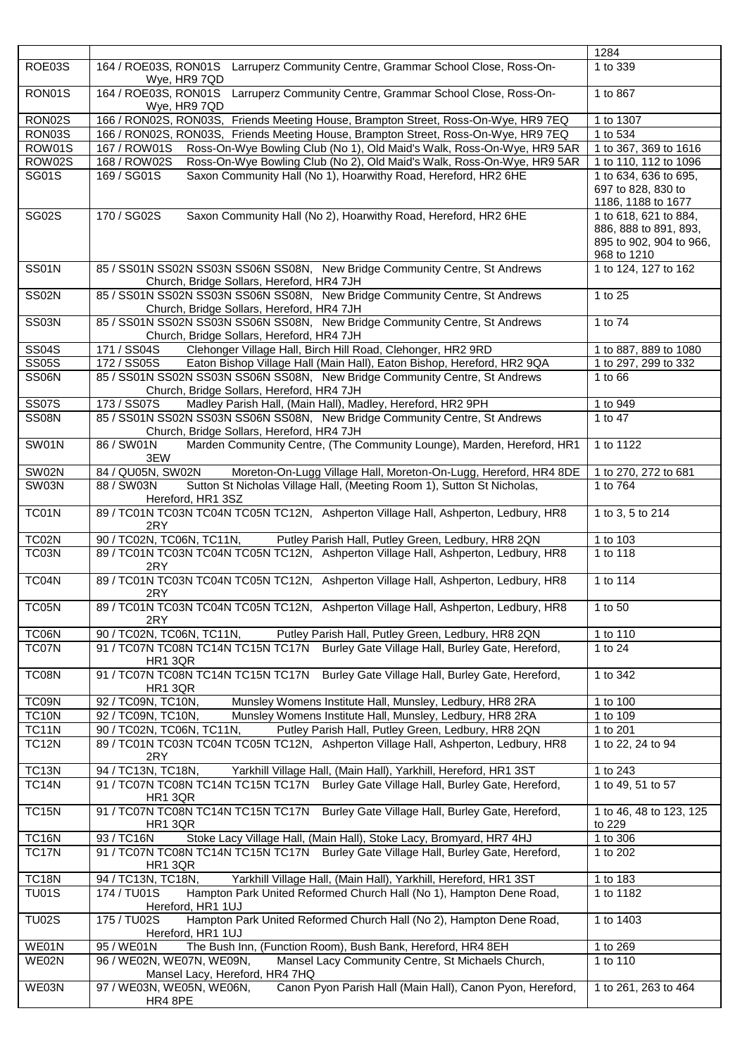| | | 1284 |
|---|---|---|
| ROE03S | 164 / ROE03S, RON01S Larruperz Community Centre, Grammar School Close, Ross-On-Wye, HR9 7QD | 1 to 339 |
| RON01S | 164 / ROE03S, RON01S Larruperz Community Centre, Grammar School Close, Ross-On-Wye, HR9 7QD | 1 to 867 |
| RON02S | 166 / RON02S, RON03S, Friends Meeting House, Brampton Street, Ross-On-Wye, HR9 7EQ | 1 to 1307 |
| RON03S | 166 / RON02S, RON03S, Friends Meeting House, Brampton Street, Ross-On-Wye, HR9 7EQ | 1 to 534 |
| ROW01S | 167 / ROW01S Ross-On-Wye Bowling Club (No 1), Old Maid's Walk, Ross-On-Wye, HR9 5AR | 1 to 367, 369 to 1616 |
| ROW02S | 168 / ROW02S Ross-On-Wye Bowling Club (No 2), Old Maid's Walk, Ross-On-Wye, HR9 5AR | 1 to 110, 112 to 1096 |
| SG01S | 169 / SG01S Saxon Community Hall (No 1), Hoarwithy Road, Hereford, HR2 6HE | 1 to 634, 636 to 695, 697 to 828, 830 to 1186, 1188 to 1677 |
| SG02S | 170 / SG02S Saxon Community Hall (No 2), Hoarwithy Road, Hereford, HR2 6HE | 1 to 618, 621 to 884, 886, 888 to 891, 893, 895 to 902, 904 to 966, 968 to 1210 |
| SS01N | 85 / SS01N SS02N SS03N SS06N SS08N, New Bridge Community Centre, St Andrews Church, Bridge Sollars, Hereford, HR4 7JH | 1 to 124, 127 to 162 |
| SS02N | 85 / SS01N SS02N SS03N SS06N SS08N, New Bridge Community Centre, St Andrews Church, Bridge Sollars, Hereford, HR4 7JH | 1 to 25 |
| SS03N | 85 / SS01N SS02N SS03N SS06N SS08N, New Bridge Community Centre, St Andrews Church, Bridge Sollars, Hereford, HR4 7JH | 1 to 74 |
| SS04S | 171 / SS04S Clehonger Village Hall, Birch Hill Road, Clehonger, HR2 9RD | 1 to 887, 889 to 1080 |
| SS05S | 172 / SS05S Eaton Bishop Village Hall (Main Hall), Eaton Bishop, Hereford, HR2 9QA | 1 to 297, 299 to 332 |
| SS06N | 85 / SS01N SS02N SS03N SS06N SS08N, New Bridge Community Centre, St Andrews Church, Bridge Sollars, Hereford, HR4 7JH | 1 to 66 |
| SS07S | 173 / SS07S Madley Parish Hall, (Main Hall), Madley, Hereford, HR2 9PH | 1 to 949 |
| SS08N | 85 / SS01N SS02N SS03N SS06N SS08N, New Bridge Community Centre, St Andrews Church, Bridge Sollars, Hereford, HR4 7JH | 1 to 47 |
| SW01N | 86 / SW01N Marden Community Centre, (The Community Lounge), Marden, Hereford, HR1 3EW | 1 to 1122 |
| SW02N | 84 / QU05N, SW02N Moreton-On-Lugg Village Hall, Moreton-On-Lugg, Hereford, HR4 8DE | 1 to 270, 272 to 681 |
| SW03N | 88 / SW03N Sutton St Nicholas Village Hall, (Meeting Room 1), Sutton St Nicholas, Hereford, HR1 3SZ | 1 to 764 |
| TC01N | 89 / TC01N TC03N TC04N TC05N TC12N, Ashperton Village Hall, Ashperton, Ledbury, HR8 2RY | 1 to 3, 5 to 214 |
| TC02N | 90 / TC02N, TC06N, TC11N, Putley Parish Hall, Putley Green, Ledbury, HR8 2QN | 1 to 103 |
| TC03N | 89 / TC01N TC03N TC04N TC05N TC12N, Ashperton Village Hall, Ashperton, Ledbury, HR8 2RY | 1 to 118 |
| TC04N | 89 / TC01N TC03N TC04N TC05N TC12N, Ashperton Village Hall, Ashperton, Ledbury, HR8 2RY | 1 to 114 |
| TC05N | 89 / TC01N TC03N TC04N TC05N TC12N, Ashperton Village Hall, Ashperton, Ledbury, HR8 2RY | 1 to 50 |
| TC06N | 90 / TC02N, TC06N, TC11N, Putley Parish Hall, Putley Green, Ledbury, HR8 2QN | 1 to 110 |
| TC07N | 91 / TC07N TC08N TC14N TC15N TC17N Burley Gate Village Hall, Burley Gate, Hereford, HR1 3QR | 1 to 24 |
| TC08N | 91 / TC07N TC08N TC14N TC15N TC17N Burley Gate Village Hall, Burley Gate, Hereford, HR1 3QR | 1 to 342 |
| TC09N | 92 / TC09N, TC10N, Munsley Womens Institute Hall, Munsley, Ledbury, HR8 2RA | 1 to 100 |
| TC10N | 92 / TC09N, TC10N, Munsley Womens Institute Hall, Munsley, Ledbury, HR8 2RA | 1 to 109 |
| TC11N | 90 / TC02N, TC06N, TC11N, Putley Parish Hall, Putley Green, Ledbury, HR8 2QN | 1 to 201 |
| TC12N | 89 / TC01N TC03N TC04N TC05N TC12N, Ashperton Village Hall, Ashperton, Ledbury, HR8 2RY | 1 to 22, 24 to 94 |
| TC13N | 94 / TC13N, TC18N, Yarkhill Village Hall, (Main Hall), Yarkhill, Hereford, HR1 3ST | 1 to 243 |
| TC14N | 91 / TC07N TC08N TC14N TC15N TC17N Burley Gate Village Hall, Burley Gate, Hereford, HR1 3QR | 1 to 49, 51 to 57 |
| TC15N | 91 / TC07N TC08N TC14N TC15N TC17N Burley Gate Village Hall, Burley Gate, Hereford, HR1 3QR | 1 to 46, 48 to 123, 125 to 229 |
| TC16N | 93 / TC16N Stoke Lacy Village Hall, (Main Hall), Stoke Lacy, Bromyard, HR7 4HJ | 1 to 306 |
| TC17N | 91 / TC07N TC08N TC14N TC15N TC17N Burley Gate Village Hall, Burley Gate, Hereford, HR1 3QR | 1 to 202 |
| TC18N | 94 / TC13N, TC18N, Yarkhill Village Hall, (Main Hall), Yarkhill, Hereford, HR1 3ST | 1 to 183 |
| TU01S | 174 / TU01S Hampton Park United Reformed Church Hall (No 1), Hampton Dene Road, Hereford, HR1 1UJ | 1 to 1182 |
| TU02S | 175 / TU02S Hampton Park United Reformed Church Hall (No 2), Hampton Dene Road, Hereford, HR1 1UJ | 1 to 1403 |
| WE01N | 95 / WE01N The Bush Inn, (Function Room), Bush Bank, Hereford, HR4 8EH | 1 to 269 |
| WE02N | 96 / WE02N, WE07N, WE09N, Mansel Lacy Community Centre, St Michaels Church, Mansel Lacy, Hereford, HR4 7HQ | 1 to 110 |
| WE03N | 97 / WE03N, WE05N, WE06N, Canon Pyon Parish Hall (Main Hall), Canon Pyon, Hereford, HR4 8PE | 1 to 261, 263 to 464 |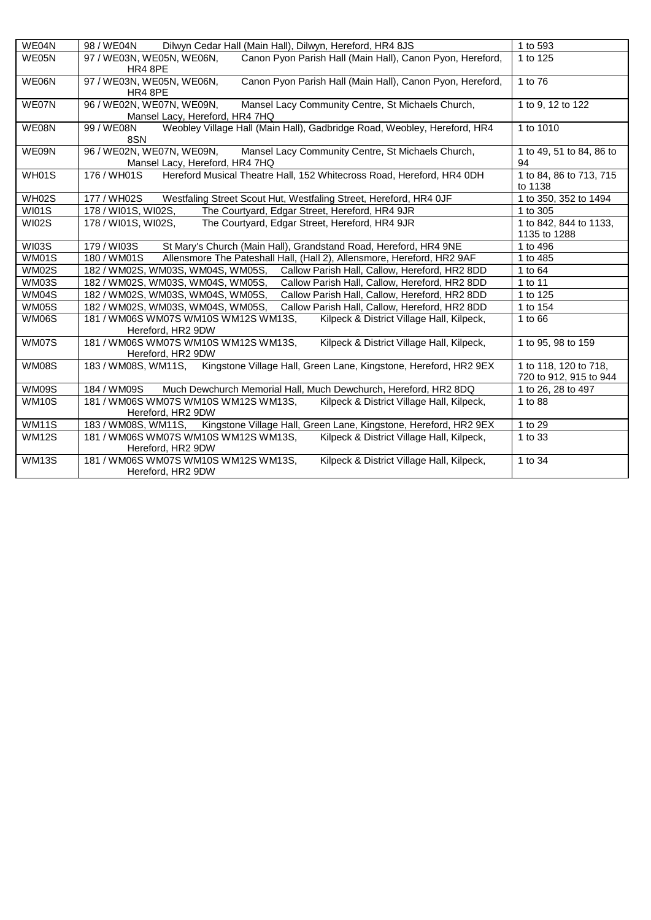| | | |
|---|---|---|
| WE04N | 98 / WE04N Dilwyn Cedar Hall (Main Hall), Dilwyn, Hereford, HR4 8JS | 1 to 593 |
| WE05N | 97 / WE03N, WE05N, WE06N, Canon Pyon Parish Hall (Main Hall), Canon Pyon, Hereford, HR4 8PE | 1 to 125 |
| WE06N | 97 / WE03N, WE05N, WE06N, Canon Pyon Parish Hall (Main Hall), Canon Pyon, Hereford, HR4 8PE | 1 to 76 |
| WE07N | 96 / WE02N, WE07N, WE09N, Mansel Lacy Community Centre, St Michaels Church, Mansel Lacy, Hereford, HR4 7HQ | 1 to 9, 12 to 122 |
| WE08N | 99 / WE08N Weobley Village Hall (Main Hall), Gadbridge Road, Weobley, Hereford, HR4 8SN | 1 to 1010 |
| WE09N | 96 / WE02N, WE07N, WE09N, Mansel Lacy Community Centre, St Michaels Church, Mansel Lacy, Hereford, HR4 7HQ | 1 to 49, 51 to 84, 86 to 94 |
| WH01S | 176 / WH01S Hereford Musical Theatre Hall, 152 Whitecross Road, Hereford, HR4 0DH | 1 to 84, 86 to 713, 715 to 1138 |
| WH02S | 177 / WH02S Westfaling Street Scout Hut, Westfaling Street, Hereford, HR4 0JF | 1 to 350, 352 to 1494 |
| WI01S | 178 / WI01S, WI02S, The Courtyard, Edgar Street, Hereford, HR4 9JR | 1 to 305 |
| WI02S | 178 / WI01S, WI02S, The Courtyard, Edgar Street, Hereford, HR4 9JR | 1 to 842, 844 to 1133, 1135 to 1288 |
| WI03S | 179 / WI03S St Mary's Church (Main Hall), Grandstand Road, Hereford, HR4 9NE | 1 to 496 |
| WM01S | 180 / WM01S Allensmore The Pateshall Hall, (Hall 2), Allensmore, Hereford, HR2 9AF | 1 to 485 |
| WM02S | 182 / WM02S, WM03S, WM04S, WM05S, Callow Parish Hall, Callow, Hereford, HR2 8DD | 1 to 64 |
| WM03S | 182 / WM02S, WM03S, WM04S, WM05S, Callow Parish Hall, Callow, Hereford, HR2 8DD | 1 to 11 |
| WM04S | 182 / WM02S, WM03S, WM04S, WM05S, Callow Parish Hall, Callow, Hereford, HR2 8DD | 1 to 125 |
| WM05S | 182 / WM02S, WM03S, WM04S, WM05S, Callow Parish Hall, Callow, Hereford, HR2 8DD | 1 to 154 |
| WM06S | 181 / WM06S WM07S WM10S WM12S WM13S, Kilpeck & District Village Hall, Kilpeck, Hereford, HR2 9DW | 1 to 66 |
| WM07S | 181 / WM06S WM07S WM10S WM12S WM13S, Kilpeck & District Village Hall, Kilpeck, Hereford, HR2 9DW | 1 to 95, 98 to 159 |
| WM08S | 183 / WM08S, WM11S, Kingstone Village Hall, Green Lane, Kingstone, Hereford, HR2 9EX | 1 to 118, 120 to 718, 720 to 912, 915 to 944 |
| WM09S | 184 / WM09S Much Dewchurch Memorial Hall, Much Dewchurch, Hereford, HR2 8DQ | 1 to 26, 28 to 497 |
| WM10S | 181 / WM06S WM07S WM10S WM12S WM13S, Kilpeck & District Village Hall, Kilpeck, Hereford, HR2 9DW | 1 to 88 |
| WM11S | 183 / WM08S, WM11S, Kingstone Village Hall, Green Lane, Kingstone, Hereford, HR2 9EX | 1 to 29 |
| WM12S | 181 / WM06S WM07S WM10S WM12S WM13S, Kilpeck & District Village Hall, Kilpeck, Hereford, HR2 9DW | 1 to 33 |
| WM13S | 181 / WM06S WM07S WM10S WM12S WM13S, Kilpeck & District Village Hall, Kilpeck, Hereford, HR2 9DW | 1 to 34 |